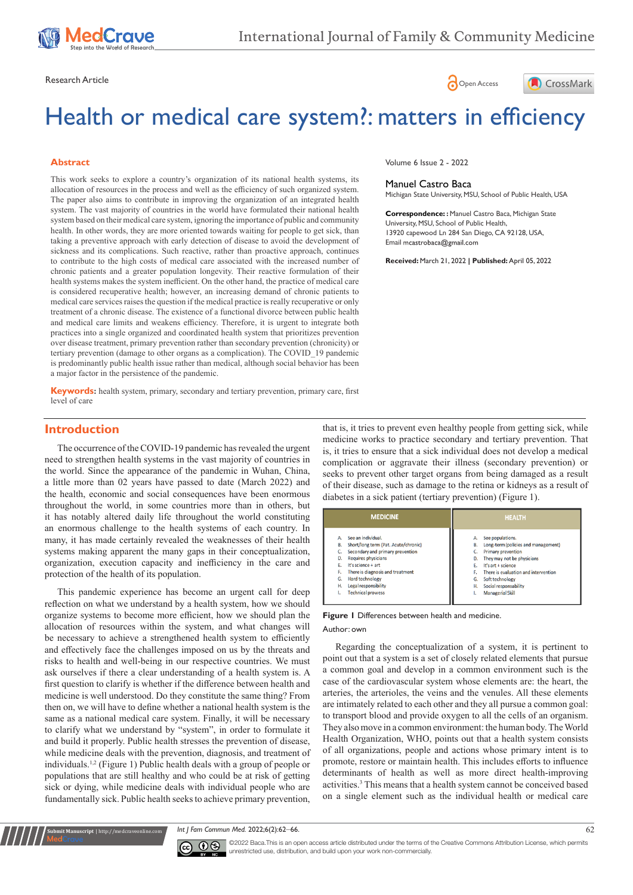Research Article

Open Access

# Health or medical care system?: matters in efficiency

## Abstract

This work seeks to explore a country's organization of its national health systems, its allocation of resources in the process and well as the efficiency of such organized system. The paper also aims to contribute in improving the organization of an integrated health system. The vast majority of countries in the world have formulated their national health system based on their medical care system, ignoring the importance of public and community health. In other words, they are more oriented towards waiting for people to get sick, than taking a preventive approach with early detection of disease to avoid the development of sickness and its complications. Such reactive, rather than proactive approach, continues to contribute to the high costs of medical care associated with the increased number of chronic patients and a greater population longevity. Their reactive formulation of their health systems makes the system inefficient. On the other hand, the practice of medical care is considered recuperative health; however, an increasing demand of chronic patients to medical care services raises the question if the medical practice is really recuperative or only treatment of a chronic disease. The existence of a functional divorce between public health and medical care limits and weakens efficiency. Therefore, it is urgent to integrate both practices into a single organized and coordinated health system that prioritizes prevention over disease treatment, primary prevention rather than secondary prevention (chronicity) or tertiary prevention (damage to other organs as a complication). The COVID_19 pandemic is predominantly public health issue rather than medical, although social behavior has been a major factor in the persistence of the pandemic.

**Keywords:** health system, primary, secondary and tertiary prevention, primary care, first level of care

Volume 6 Issue 2 - 2022

Manuel Castro Baca

Michigan State University, MSU, School of Public Health, USA

**Correspondence:** : Manuel Castro Baca, Michigan State University, MSU, School of Public Health, 13920 capewood Ln 284 San Diego, CA 92128, USA, Email mcastrobaca@gmail.com

**Received:** March 21, 2022 | **Published:** April 05, 2022

## Introduction

The occurrence of the COVID-19 pandemic has revealed the urgent need to strengthen health systems in the vast majority of countries in the world. Since the appearance of the pandemic in Wuhan, China, a little more than 02 years have passed to date (March 2022) and the health, economic and social consequences have been enormous throughout the world, in some countries more than in others, but it has notably altered daily life throughout the world constituting an enormous challenge to the health systems of each country. In many, it has made certainly revealed the weaknesses of their health systems making apparent the many gaps in their conceptualization, organization, execution capacity and inefficiency in the care and protection of the health of its population.

This pandemic experience has become an urgent call for deep reflection on what we understand by a health system, how we should organize systems to become more efficient, how we should plan the allocation of resources within the system, and what changes will be necessary to achieve a strengthened health system to efficiently and effectively face the challenges imposed on us by the threats and risks to health and well-being in our respective countries. We must ask ourselves if there a clear understanding of a health system is. A first question to clarify is whether if the difference between health and medicine is well understood. Do they constitute the same thing? From then on, we will have to define whether a national health system is the same as a national medical care system. Finally, it will be necessary to clarify what we understand by "system", in order to formulate it and build it properly. Public health stresses the prevention of disease, while medicine deals with the prevention, diagnosis, and treatment of individuals.[1,2] (Figure 1) Public health deals with a group of people or populations that are still healthy and who could be at risk of getting sick or dying, while medicine deals with individual people who are fundamentally sick. Public health seeks to achieve primary prevention, that is, it tries to prevent even healthy people from getting sick, while medicine works to practice secondary and tertiary prevention. That is, it tries to ensure that a sick individual does not develop a medical complication or aggravate their illness (secondary prevention) or seeks to prevent other target organs from being damaged as a result of their disease, such as damage to the retina or kidneys as a result of diabetes in a sick patient (tertiary prevention) (Figure 1).

| MEDICINE | HEALTH |
|---|---|
| A. See an individual. | A. See populations. |
| B. Short/long term (Pat. Acute/chronic) | B. Long-term (policies and management) |
| C. Secondary and primary prevention | C. Primary prevention |
| D. Requires physicians | D. They may not be physicians |
| E. It's science + art | E. It's art + science |
| F. There is diagnosis and treatment | F. There is evaluation and intervention |
| G. Hard technology | G. Soft technology |
| H. Legal responsibility | H. Social responsability |
| I. Technical prowess | I. Managerial Skill |

**Figure 1** Differences between health and medicine.

Author: own

Regarding the conceptualization of a system, it is pertinent to point out that a system is a set of closely related elements that pursue a common goal and develop in a common environment such is the case of the cardiovascular system whose elements are: the heart, the arteries, the arterioles, the veins and the venules. All these elements are intimately related to each other and they all pursue a common goal: to transport blood and provide oxygen to all the cells of an organism. They also move in a common environment: the human body. The World Health Organization, WHO, points out that a health system consists of all organizations, people and actions whose primary intent is to promote, restore or maintain health. This includes efforts to influence determinants of health as well as more direct health-improving activities.[3] This means that a health system cannot be conceived based on a single element such as the individual health or medical care

©2022 Baca.This is an open access article distributed under the terms of the Creative Commons Attribution License, which permits unrestricted use, distribution, and build upon your work non-commercially.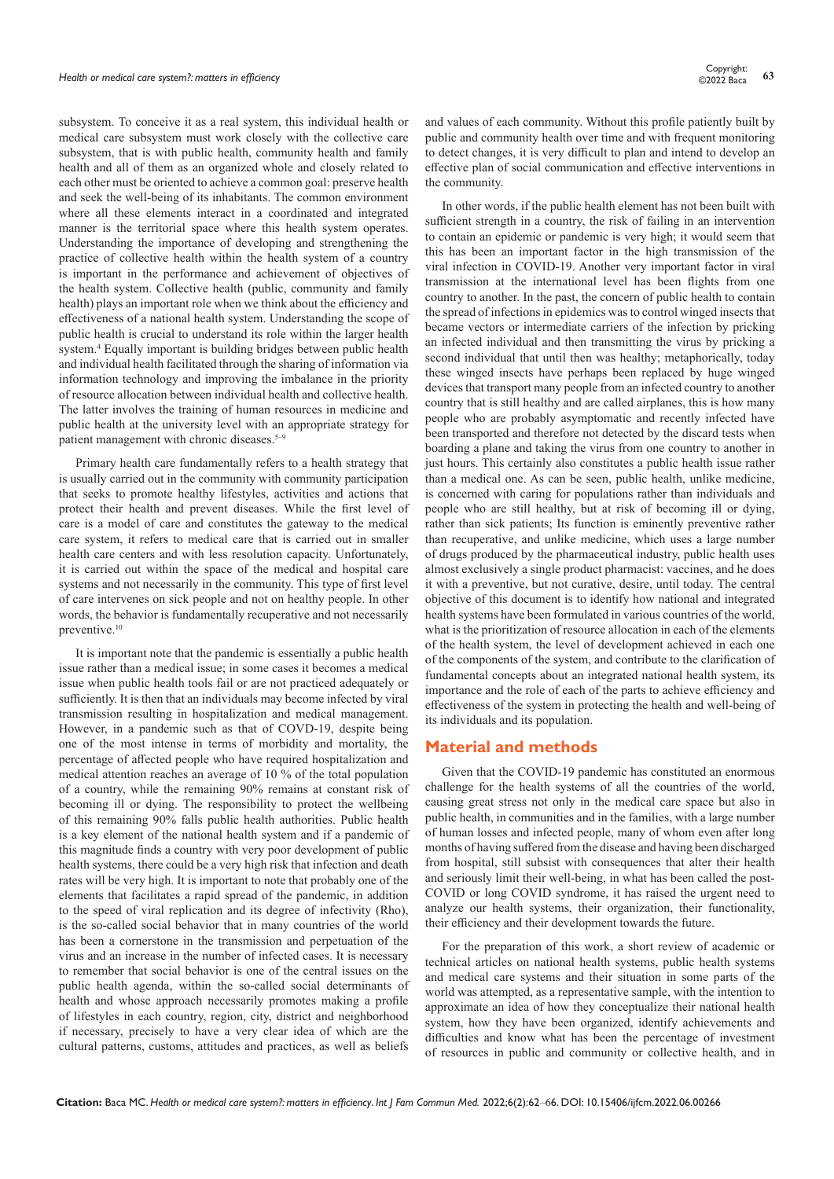subsystem. To conceive it as a real system, this individual health or medical care subsystem must work closely with the collective care subsystem, that is with public health, community health and family health and all of them as an organized whole and closely related to each other must be oriented to achieve a common goal: preserve health and seek the well-being of its inhabitants. The common environment where all these elements interact in a coordinated and integrated manner is the territorial space where this health system operates. Understanding the importance of developing and strengthening the practice of collective health within the health system of a country is important in the performance and achievement of objectives of the health system. Collective health (public, community and family health) plays an important role when we think about the efficiency and effectiveness of a national health system. Understanding the scope of public health is crucial to understand its role within the larger health system.[4] Equally important is building bridges between public health and individual health facilitated through the sharing of information via information technology and improving the imbalance in the priority of resource allocation between individual health and collective health. The latter involves the training of human resources in medicine and public health at the university level with an appropriate strategy for patient management with chronic diseases.[5–9]

Primary health care fundamentally refers to a health strategy that is usually carried out in the community with community participation that seeks to promote healthy lifestyles, activities and actions that protect their health and prevent diseases. While the first level of care is a model of care and constitutes the gateway to the medical care system, it refers to medical care that is carried out in smaller health care centers and with less resolution capacity. Unfortunately, it is carried out within the space of the medical and hospital care systems and not necessarily in the community. This type of first level of care intervenes on sick people and not on healthy people. In other words, the behavior is fundamentally recuperative and not necessarily preventive.[10]

It is important note that the pandemic is essentially a public health issue rather than a medical issue; in some cases it becomes a medical issue when public health tools fail or are not practiced adequately or sufficiently. It is then that an individuals may become infected by viral transmission resulting in hospitalization and medical management. However, in a pandemic such as that of COVID-19, despite being one of the most intense in terms of morbidity and mortality, the percentage of affected people who have required hospitalization and medical attention reaches an average of 10 % of the total population of a country, while the remaining 90% remains at constant risk of becoming ill or dying. The responsibility to protect the wellbeing of this remaining 90% falls public health authorities. Public health is a key element of the national health system and if a pandemic of this magnitude finds a country with very poor development of public health systems, there could be a very high risk that infection and death rates will be very high. It is important to note that probably one of the elements that facilitates a rapid spread of the pandemic, in addition to the speed of viral replication and its degree of infectivity (Rho), is the so-called social behavior that in many countries of the world has been a cornerstone in the transmission and perpetuation of the virus and an increase in the number of infected cases. It is necessary to remember that social behavior is one of the central issues on the public health agenda, within the so-called social determinants of health and whose approach necessarily promotes making a profile of lifestyles in each country, region, city, district and neighborhood if necessary, precisely to have a very clear idea of which are the cultural patterns, customs, attitudes and practices, as well as beliefs and values of each community. Without this profile patiently built by public and community health over time and with frequent monitoring to detect changes, it is very difficult to plan and intend to develop an effective plan of social communication and effective interventions in the community.

In other words, if the public health element has not been built with sufficient strength in a country, the risk of failing in an intervention to contain an epidemic or pandemic is very high; it would seem that this has been an important factor in the high transmission of the viral infection in COVID-19. Another very important factor in viral transmission at the international level has been flights from one country to another. In the past, the concern of public health to contain the spread of infections in epidemics was to control winged insects that became vectors or intermediate carriers of the infection by picking an infected individual and then transmitting the virus by picking a second individual that until then was healthy; metaphorically, today these winged insects have perhaps been replaced by huge winged devices that transport many people from an infected country to another country that is still healthy and are called airplanes, this is how many people who are probably asymptomatic and recently infected have been transported and therefore not detected by the discard tests when boarding a plane and taking the virus from one country to another in just hours. This certainly also constitutes a public health issue rather than a medical one. As can be seen, public health, unlike medicine, is concerned with caring for populations rather than individuals and people who are still healthy, but at risk of becoming ill or dying, rather than sick patients; Its function is eminently preventive rather than recuperative, and unlike medicine, which uses a large number of drugs produced by the pharmaceutical industry, public health uses almost exclusively a single product pharmacist: vaccines, and he does it with a preventive, but not curative, desire, until today. The central objective of this document is to identify how national and integrated health systems have been formulated in various countries of the world, what is the prioritization of resource allocation in each of the elements of the health system, the level of development achieved in each one of the components of the system, and contribute to the clarification of fundamental concepts about an integrated national health system, its importance and the role of each of the parts to achieve efficiency and effectiveness of the system in protecting the health and well-being of its individuals and its population.

## Material and methods

Given that the COVID-19 pandemic has constituted an enormous challenge for the health systems of all the countries of the world, causing great stress not only in the medical care space but also in public health, in communities and in the families, with a large number of human losses and infected people, many of whom even after long months of having suffered from the disease and having been discharged from hospital, still subsist with consequences that alter their health and seriously limit their well-being, in what has been called the post-COVID or long COVID syndrome, it has raised the urgent need to analyze our health systems, their organization, their functionality, their efficiency and their development towards the future.

For the preparation of this work, a short review of academic or technical articles on national health systems, public health systems and medical care systems and their situation in some parts of the world was attempted, as a representative sample, with the intention to approximate an idea of how they conceptualize their national health system, how they have been organized, identify achievements and difficulties and know what has been the percentage of investment of resources in public and community or collective health, and in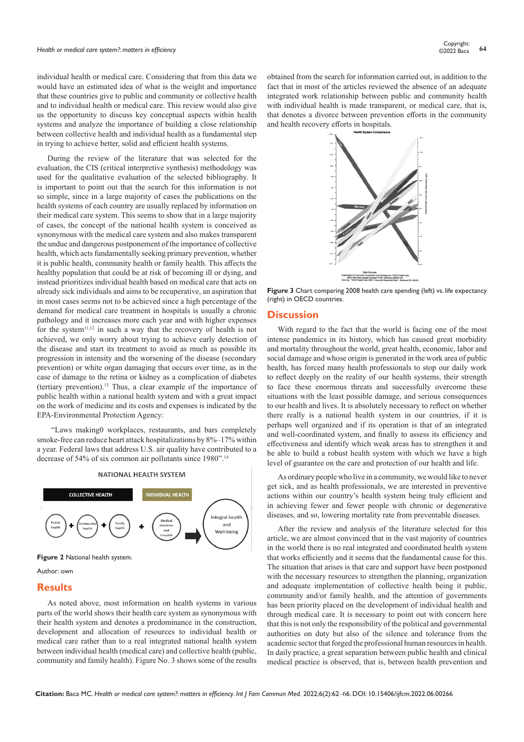individual health or medical care. Considering that from this data we would have an estimated idea of what is the weight and importance that these countries give to public and community or collective health and to individual health or medical care. This review would also give us the opportunity to discuss key conceptual aspects within health systems and analyze the importance of building a close relationship between collective health and individual health as a fundamental step in trying to achieve better, solid and efficient health systems.

During the review of the literature that was selected for the evaluation, the CIS (critical interpretive synthesis) methodology was used for the qualitative evaluation of the selected bibliography. It is important to point out that the search for this information is not so simple, since in a large majority of cases the publications on the health systems of each country are usually replaced by information on their medical care system. This seems to show that in a large majority of cases, the concept of the national health system is conceived as synonymous with the medical care system and also makes transparent the undue and dangerous postponement of the importance of collective health, which acts fundamentally seeking primary prevention, whether it is public health, community health or family health. This affects the healthy population that could be at risk of becoming ill or dying, and instead prioritizes individual health based on medical care that acts on already sick individuals and aims to be recuperative, an aspiration that in most cases seems not to be achieved since a high percentage of the demand for medical care treatment in hospitals is usually a chronic pathology and it increases more each year and with higher expenses for the system[11,12] in such a way that the recovery of health is not achieved, we only worry about trying to achieve early detection of the disease and start its treatment to avoid as much as possible its progression in intensity and the worsening of the disease (secondary prevention) or white organ damaging that occurs over time, as in the case of damage to the retina or kidney as a complication of diabetes (tertiary prevention).[13] Thus, a clear example of the importance of public health within a national health system and with a great impact on the work of medicine and its costs and expenses is indicated by the EPA-Environmental Protection Agency:

"Laws making0 workplaces, restaurants, and bars completely smoke-free can reduce heart attack hospitalizations by 8%–17% within a year. Federal laws that address U.S. air quality have contributed to a decrease of 54% of six common air pollutants since 1980".[14]

**Figure 2** National health system.

Author: own

## Results

As noted above, most information on health systems in various parts of the world shows their health care system as synonymous with their health system and denotes a predominance in the construction, development and allocation of resources to individual health or medical care rather than to a real integrated national health system between individual health (medical care) and collective health (public, community and family health). Figure No. 3 shows some of the results obtained from the search for information carried out, in addition to the fact that in most of the articles reviewed the absence of an adequate integrated work relationship between public and community health with individual health is made transparent, or medical care, that is, that denotes a divorce between prevention efforts in the community and health recovery efforts in hospitals.

**Figure 3** Chart comparing 2008 health care spending (left) vs. life expectancy (right) in OECD countries.

## Discussion

With regard to the fact that the world is facing one of the most intense pandemics in its history, which has caused great morbidity and mortality throughout the world, great health, economic, labor and social damage and whose origin is generated in the work area of public health, has forced many health professionals to stop our daily work to reflect deeply on the reality of our health systems, their strength to face these enormous threats and successfully overcome these situations with the least possible damage, and serious consequences to our health and lives. It is absolutely necessary to reflect on whether there really is a national health system in our countries, if it is perhaps well organized and if its operation is that of an integrated and well-coordinated system, and finally to assess its efficiency and effectiveness and identify which weak areas has to strengthen it and be able to build a robust health system with which we have a high level of guarantee on the care and protection of our health and life.

As ordinary people who live in a community, we would like to never get sick, and as health professionals, we are interested in preventive actions within our country's health system being truly efficient and in achieving fewer and fewer people with chronic or degenerative diseases, and so, lowering mortality rate from preventable diseases.

After the review and analysis of the literature selected for this article, we are almost convinced that in the vast majority of countries in the world there is no real integrated and coordinated health system that works efficiently and it seems that the fundamental cause for this. The situation that arises is that care and support have been postponed with the necessary resources to strengthen the planning, organization and adequate implementation of collective health being it public, community and/or family health, and the attention of governments has been priority placed on the development of individual health and through medical care. It is necessary to point out with concern here that this is not only the responsibility of the political and governmental authorities on duty but also of the silence and tolerance from the academic sector that forged the professional human resources in health. In daily practice, a great separation between public health and clinical medical practice is observed, that is, between health prevention and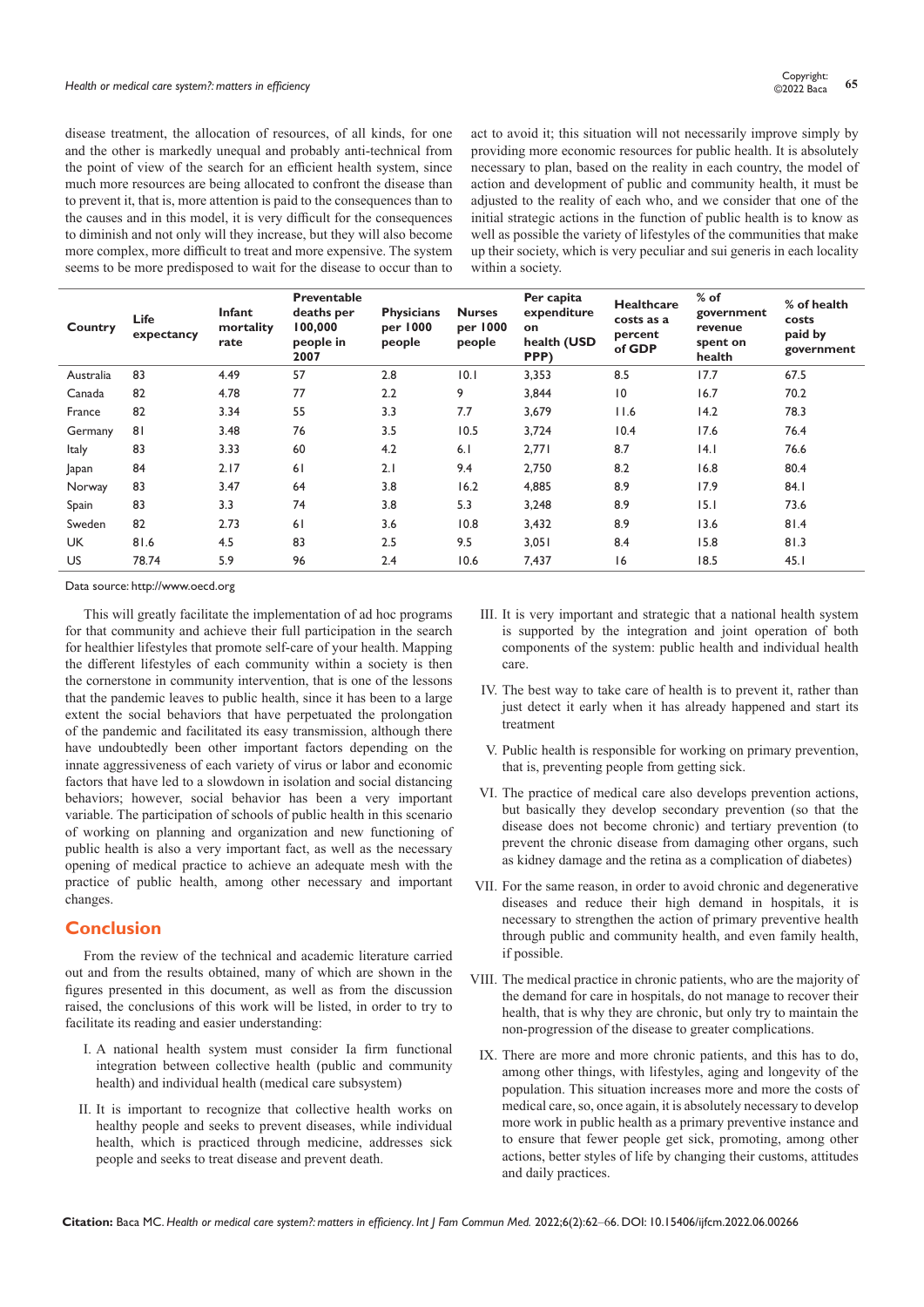disease treatment, the allocation of resources, of all kinds, for one and the other is markedly unequal and probably anti-technical from the point of view of the search for an efficient health system, since much more resources are being allocated to confront the disease than to prevent it, that is, more attention is paid to the consequences than to the causes and in this model, it is very difficult for the consequences to diminish and not only will they increase, but they will also become more complex, more difficult to treat and more expensive. The system seems to be more predisposed to wait for the disease to occur than to act to avoid it; this situation will not necessarily improve simply by providing more economic resources for public health. It is absolutely necessary to plan, based on the reality in each country, the model of action and development of public and community health, it must be adjusted to the reality of each who, and we consider that one of the initial strategic actions in the function of public health is to know as well as possible the variety of lifestyles of the communities that make up their society, which is very peculiar and sui generis in each locality within a society.

| Country | Life expectancy | Infant mortality rate | Preventable deaths per 100,000 people in 2007 | Physicians per 1000 people | Nurses per 1000 people | Per capita expenditure on health (USD PPP) | Healthcare costs as a percent of GDP | % of government revenue spent on health | % of health costs paid by government |
|---|---|---|---|---|---|---|---|---|---|
| Australia | 83 | 4.49 | 57 | 2.8 | 10.1 | 3,353 | 8.5 | 17.7 | 67.5 |
| Canada | 82 | 4.78 | 77 | 2.2 | 9 | 3,844 | 10 | 16.7 | 70.2 |
| France | 82 | 3.34 | 55 | 3.3 | 7.7 | 3,679 | 11.6 | 14.2 | 78.3 |
| Germany | 81 | 3.48 | 76 | 3.5 | 10.5 | 3,724 | 10.4 | 17.6 | 76.4 |
| Italy | 83 | 3.33 | 60 | 4.2 | 6.1 | 2,771 | 8.7 | 14.1 | 76.6 |
| Japan | 84 | 2.17 | 61 | 2.1 | 9.4 | 2,750 | 8.2 | 16.8 | 80.4 |
| Norway | 83 | 3.47 | 64 | 3.8 | 16.2 | 4,885 | 8.9 | 17.9 | 84.1 |
| Spain | 83 | 3.3 | 74 | 3.8 | 5.3 | 3,248 | 8.9 | 15.1 | 73.6 |
| Sweden | 82 | 2.73 | 61 | 3.6 | 10.8 | 3,432 | 8.9 | 13.6 | 81.4 |
| UK | 81.6 | 4.5 | 83 | 2.5 | 9.5 | 3,051 | 8.4 | 15.8 | 81.3 |
| US | 78.74 | 5.9 | 96 | 2.4 | 10.6 | 7,437 | 16 | 18.5 | 45.1 |

Data source: http://www.oecd.org

This will greatly facilitate the implementation of ad hoc programs for that community and achieve their full participation in the search for healthier lifestyles that promote self-care of your health. Mapping the different lifestyles of each community within a society is then the cornerstone in community intervention, that is one of the lessons that the pandemic leaves to public health, since it has been to a large extent the social behaviors that have perpetuated the prolongation of the pandemic and facilitated its easy transmission, although there have undoubtedly been other important factors depending on the innate aggressiveness of each variety of virus or labor and economic factors that have led to a slowdown in isolation and social distancing behaviors; however, social behavior has been a very important variable. The participation of schools of public health in this scenario of working on planning and organization and new functioning of public health is also a very important fact, as well as the necessary opening of medical practice to achieve an adequate mesh with the practice of public health, among other necessary and important changes.

## Conclusion

From the review of the technical and academic literature carried out and from the results obtained, many of which are shown in the figures presented in this document, as well as from the discussion raised, the conclusions of this work will be listed, in order to try to facilitate its reading and easier understanding:

I. A national health system must consider Ia firm functional integration between collective health (public and community health) and individual health (medical care subsystem)

II. It is important to recognize that collective health works on healthy people and seeks to prevent diseases, while individual health, which is practiced through medicine, addresses sick people and seeks to treat disease and prevent death.

III. It is very important and strategic that a national health system is supported by the integration and joint operation of both components of the system: public health and individual health care.

IV. The best way to take care of health is to prevent it, rather than just detect it early when it has already happened and start its treatment

V. Public health is responsible for working on primary prevention, that is, preventing people from getting sick.

VI. The practice of medical care also develops prevention actions, but basically they develop secondary prevention (so that the disease does not become chronic) and tertiary prevention (to prevent the chronic disease from damaging other organs, such as kidney damage and the retina as a complication of diabetes)

VII. For the same reason, in order to avoid chronic and degenerative diseases and reduce their high demand in hospitals, it is necessary to strengthen the action of primary preventive health through public and community health, and even family health, if possible.

VIII. The medical practice in chronic patients, who are the majority of the demand for care in hospitals, do not manage to recover their health, that is why they are chronic, but only try to maintain the non-progression of the disease to greater complications.

IX. There are more and more chronic patients, and this has to do, among other things, with lifestyles, aging and longevity of the population. This situation increases more and more the costs of medical care, so, once again, it is absolutely necessary to develop more work in public health as a primary preventive instance and to ensure that fewer people get sick, promoting, among other actions, better styles of life by changing their customs, attitudes and daily practices.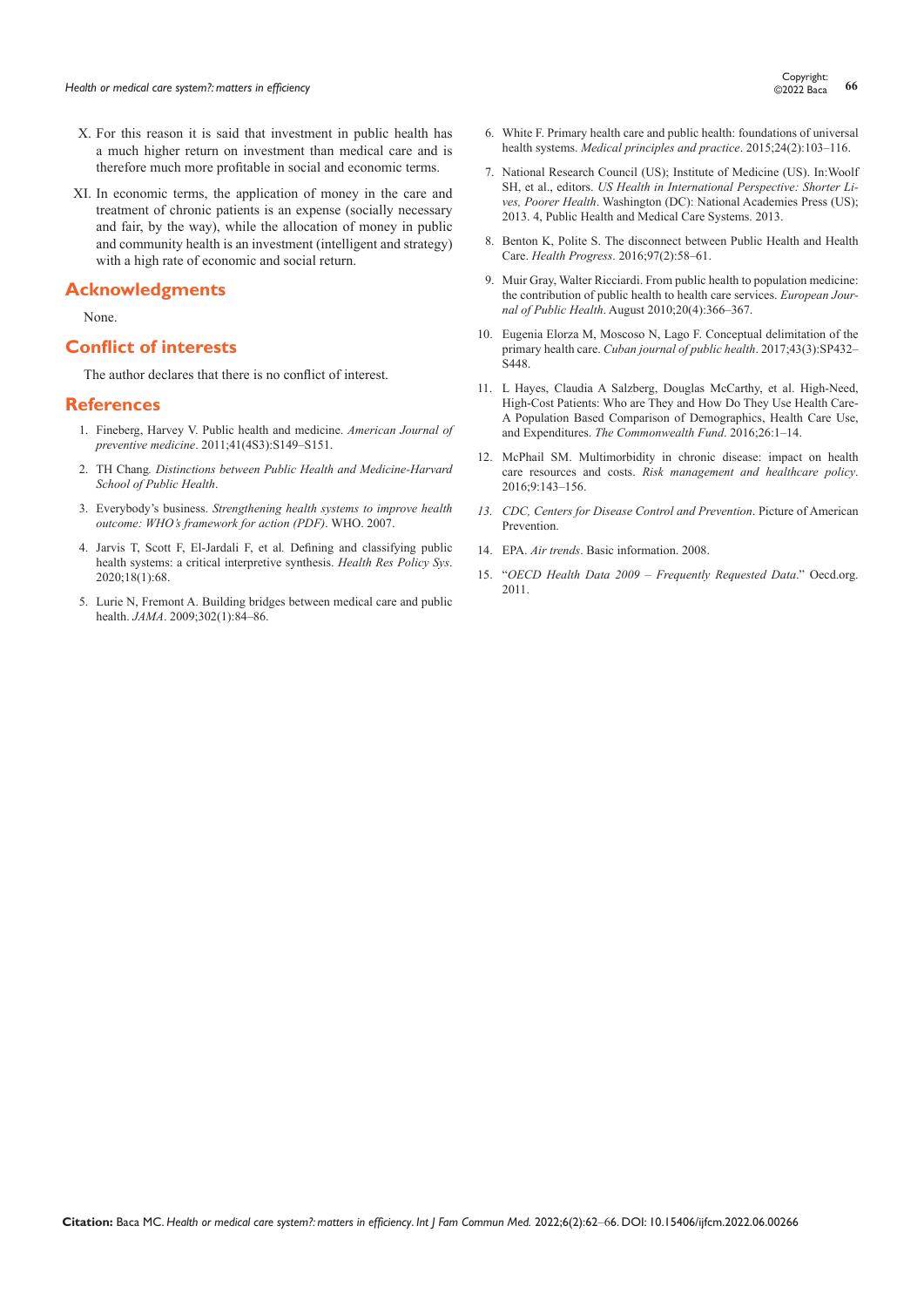X. For this reason it is said that investment in public health has a much higher return on investment than medical care and is therefore much more profitable in social and economic terms.

XI. In economic terms, the application of money in the care and treatment of chronic patients is an expense (socially necessary and fair, by the way), while the allocation of money in public and community health is an investment (intelligent and strategy) with a high rate of economic and social return.

## Acknowledgments

None.

## Conflict of interests

The author declares that there is no conflict of interest.

## References

1. Fineberg, Harvey V. Public health and medicine. *American Journal of preventive medicine*. 2011;41(4S3):S149–S151.
2. TH Chang. *Distinctions between Public Health and Medicine-Harvard School of Public Health*.
3. Everybody's business. *Strengthening health systems to improve health outcome: WHO's framework for action (PDF)*. WHO. 2007.
4. Jarvis T, Scott F, El-Jardali F, et al. Defining and classifying public health systems: a critical interpretive synthesis. *Health Res Policy Sys*. 2020;18(1):68.
5. Lurie N, Fremont A. Building bridges between medical care and public health. *JAMA*. 2009;302(1):84–86.
6. White F. Primary health care and public health: foundations of universal health systems. *Medical principles and practice*. 2015;24(2):103–116.
7. National Research Council (US); Institute of Medicine (US). In:Woolf SH, et al., editors. *US Health in International Perspective: Shorter Lives, Poorer Health*. Washington (DC): National Academies Press (US); 2013. 4, Public Health and Medical Care Systems. 2013.
8. Benton K, Polite S. The disconnect between Public Health and Health Care. *Health Progress*. 2016;97(2):58–61.
9. Muir Gray, Walter Ricciardi. From public health to population medicine: the contribution of public health to health care services. *European Journal of Public Health*. August 2010;20(4):366–367.
10. Eugenia Elorza M, Moscoso N, Lago F. Conceptual delimitation of the primary health care. *Cuban journal of public health*. 2017;43(3):SP432–S448.
11. L Hayes, Claudia A Salzberg, Douglas McCarthy, et al. High-Need, High-Cost Patients: Who are They and How Do They Use Health Care-A Population Based Comparison of Demographics, Health Care Use, and Expenditures. *The Commonwealth Fund*. 2016;26:1–14.
12. McPhail SM. Multimorbidity in chronic disease: impact on health care resources and costs. *Risk management and healthcare policy*. 2016;9:143–156.
13. *CDC, Centers for Disease Control and Prevention*. Picture of American Prevention.
14. EPA. *Air trends*. Basic information. 2008.
15. "*OECD Health Data 2009 – Frequently Requested Data*." Oecd.org. 2011.